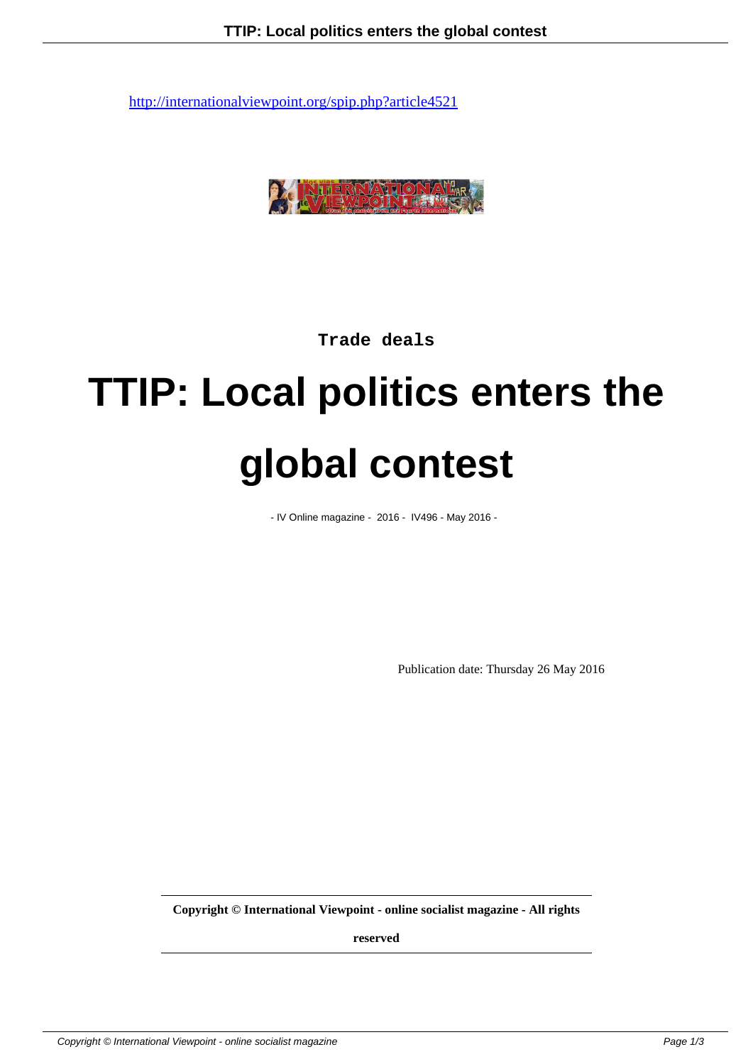http://internationalviewpoint.org/spip.php?article4521

Trade deals

# TTIP: Local politics enters the global contest

- IV Online magazine - 2016 - IV496 - May 2016 -

Publication date: Thursday 26 May 2016

**Copyright © International Viewpoint - online socialist magazine - All rights reserved**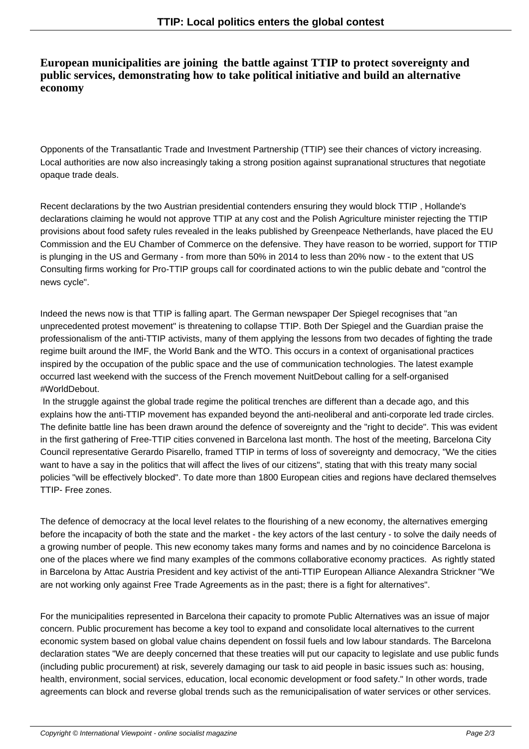**European municipalities are joining the battle against TTIP to protect sovereignty and public services, demonstrating how to take political initiative and build an alternative economy**

Opponents of the Transatlantic Trade and Investment Partnership (TTIP) see their chances of victory increasing. Local authorities are now also increasingly taking a strong position against supranational structures that negotiate opaque trade deals.

Recent declarations by the two Austrian presidential contenders ensuring they would block TTIP , Hollande's declarations claiming he would not approve TTIP at any cost and the Polish Agriculture minister rejecting the TTIP provisions about food safety rules revealed in the leaks published by Greenpeace Netherlands, have placed the EU Commission and the EU Chamber of Commerce on the defensive. They have reason to be worried, support for TTIP is plunging in the US and Germany - from more than 50% in 2014 to less than 20% now - to the extent that US Consulting firms working for Pro-TTIP groups call for coordinated actions to win the public debate and "control the news cycle".

Indeed the news now is that TTIP is falling apart. The German newspaper Der Spiegel recognises that "an unprecedented protest movement" is threatening to collapse TTIP. Both Der Spiegel and the Guardian praise the professionalism of the anti-TTIP activists, many of them applying the lessons from two decades of fighting the trade regime built around the IMF, the World Bank and the WTO. This occurs in a context of organisational practices inspired by the occupation of the public space and the use of communication technologies. The latest example occurred last weekend with the success of the French movement NuitDebout calling for a self-organised #WorldDebout.

In the struggle against the global trade regime the political trenches are different than a decade ago, and this explains how the anti-TTIP movement has expanded beyond the anti-neoliberal and anti-corporate led trade circles. The definite battle line has been drawn around the defence of sovereignty and the "right to decide". This was evident in the first gathering of Free-TTIP cities convened in Barcelona last month. The host of the meeting, Barcelona City Council representative Gerardo Pisarello, framed TTIP in terms of loss of sovereignty and democracy, "We the cities want to have a say in the politics that will affect the lives of our citizens", stating that with this treaty many social policies "will be effectively blocked". To date more than 1800 European cities and regions have declared themselves TTIP- Free zones.

The defence of democracy at the local level relates to the flourishing of a new economy, the alternatives emerging before the incapacity of both the state and the market - the key actors of the last century - to solve the daily needs of a growing number of people. This new economy takes many forms and names and by no coincidence Barcelona is one of the places where we find many examples of the commons collaborative economy practices. As rightly stated in Barcelona by Attac Austria President and key activist of the anti-TTIP European Alliance Alexandra Strickner "We are not working only against Free Trade Agreements as in the past; there is a fight for alternatives".

For the municipalities represented in Barcelona their capacity to promote Public Alternatives was an issue of major concern. Public procurement has become a key tool to expand and consolidate local alternatives to the current economic system based on global value chains dependent on fossil fuels and low labour standards. The Barcelona declaration states "We are deeply concerned that these treaties will put our capacity to legislate and use public funds (including public procurement) at risk, severely damaging our task to aid people in basic issues such as: housing, health, environment, social services, education, local economic development or food safety." In other words, trade agreements can block and reverse global trends such as the remunicipalisation of water services or other services.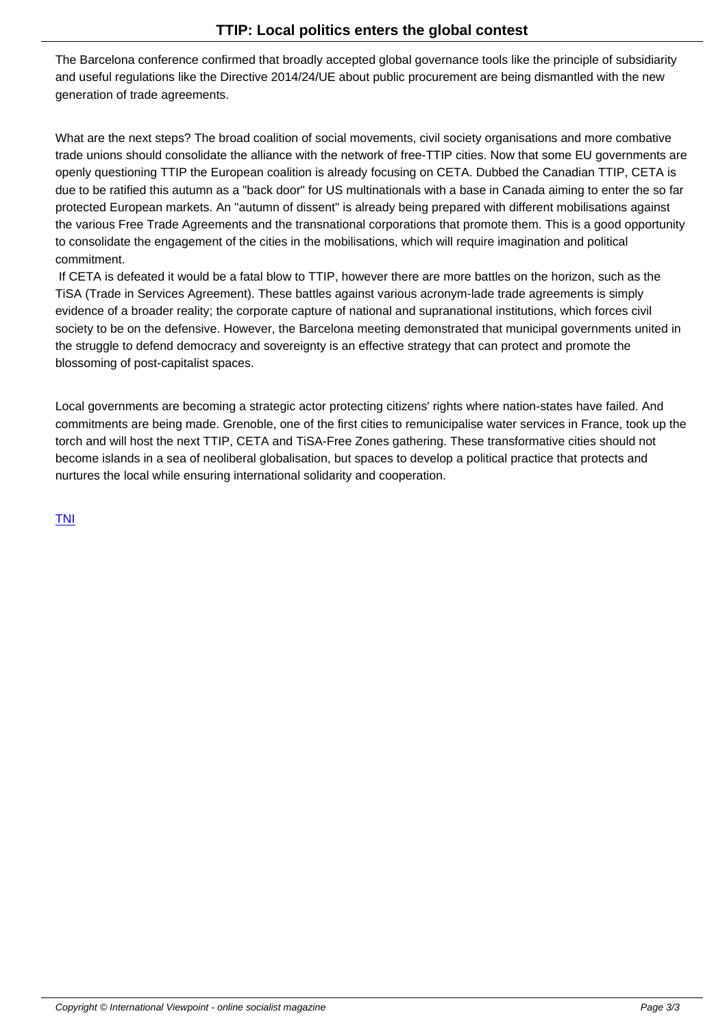The Barcelona conference confirmed that broadly accepted global governance tools like the principle of subsidiarity and useful regulations like the Directive 2014/24/UE about public procurement are being dismantled with the new generation of trade agreements.

What are the next steps? The broad coalition of social movements, civil society organisations and more combative trade unions should consolidate the alliance with the network of free-TTIP cities. Now that some EU governments are openly questioning TTIP the European coalition is already focusing on CETA. Dubbed the Canadian TTIP, CETA is due to be ratified this autumn as a "back door" for US multinationals with a base in Canada aiming to enter the so far protected European markets. An "autumn of dissent" is already being prepared with different mobilisations against the various Free Trade Agreements and the transnational corporations that promote them. This is a good opportunity to consolidate the engagement of the cities in the mobilisations, which will require imagination and political commitment.

If CETA is defeated it would be a fatal blow to TTIP, however there are more battles on the horizon, such as the TiSA (Trade in Services Agreement). These battles against various acronym-lade trade agreements is simply evidence of a broader reality; the corporate capture of national and supranational institutions, which forces civil society to be on the defensive. However, the Barcelona meeting demonstrated that municipal governments united in the struggle to defend democracy and sovereignty is an effective strategy that can protect and promote the blossoming of post-capitalist spaces.

Local governments are becoming a strategic actor protecting citizens' rights where nation-states have failed. And commitments are being made. Grenoble, one of the first cities to remunicipalise water services in France, took up the torch and will host the next TTIP, CETA and TiSA-Free Zones gathering. These transformative cities should not become islands in a sea of neoliberal globalisation, but spaces to develop a political practice that protects and nurtures the local while ensuring international solidarity and cooperation.

TNI